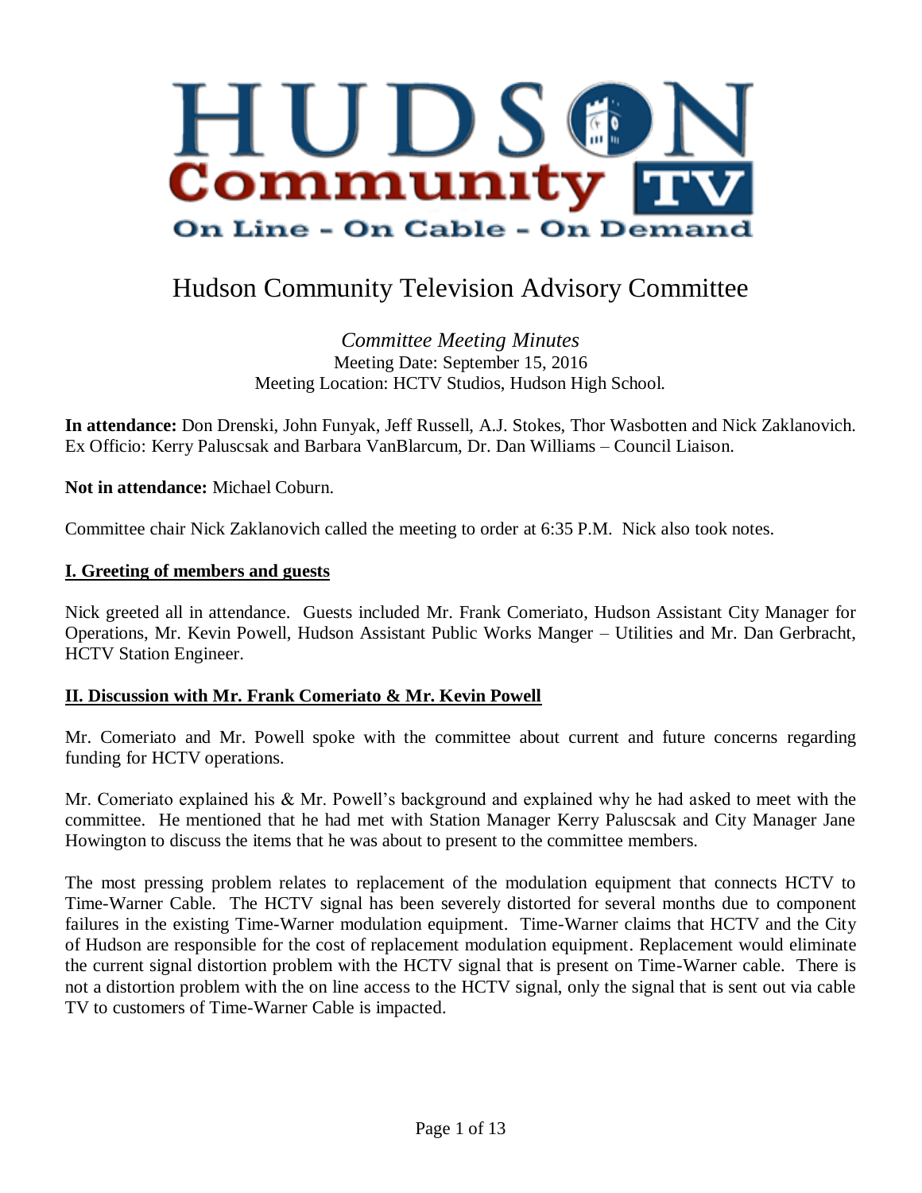HUDSON Community TV

On Line - On Cable - On Demand

# Hudson Community Television Advisory Committee

*Committee Meeting Minutes*
Meeting Date: September 15, 2016
Meeting Location: HCTV Studios, Hudson High School.

**In attendance:** Don Drenski, John Funyak, Jeff Russell, A.J. Stokes, Thor Wasbotten and Nick Zaklanovich. Ex Officio: Kerry Paluscsak and Barbara VanBlarcum, Dr. Dan Williams – Council Liaison.

**Not in attendance:** Michael Coburn.

Committee chair Nick Zaklanovich called the meeting to order at 6:35 P.M. Nick also took notes.

## I. Greeting of members and guests

Nick greeted all in attendance. Guests included Mr. Frank Comeriato, Hudson Assistant City Manager for Operations, Mr. Kevin Powell, Hudson Assistant Public Works Manger – Utilities and Mr. Dan Gerbracht, HCTV Station Engineer.

## II. Discussion with Mr. Frank Comeriato & Mr. Kevin Powell

Mr. Comeriato and Mr. Powell spoke with the committee about current and future concerns regarding funding for HCTV operations.

Mr. Comeriato explained his & Mr. Powell's background and explained why he had asked to meet with the committee. He mentioned that he had met with Station Manager Kerry Paluscsak and City Manager Jane Howington to discuss the items that he was about to present to the committee members.

The most pressing problem relates to replacement of the modulation equipment that connects HCTV to Time-Warner Cable. The HCTV signal has been severely distorted for several months due to component failures in the existing Time-Warner modulation equipment. Time-Warner claims that HCTV and the City of Hudson are responsible for the cost of replacement modulation equipment. Replacement would eliminate the current signal distortion problem with the HCTV signal that is present on Time-Warner cable. There is not a distortion problem with the on line access to the HCTV signal, only the signal that is sent out via cable TV to customers of Time-Warner Cable is impacted.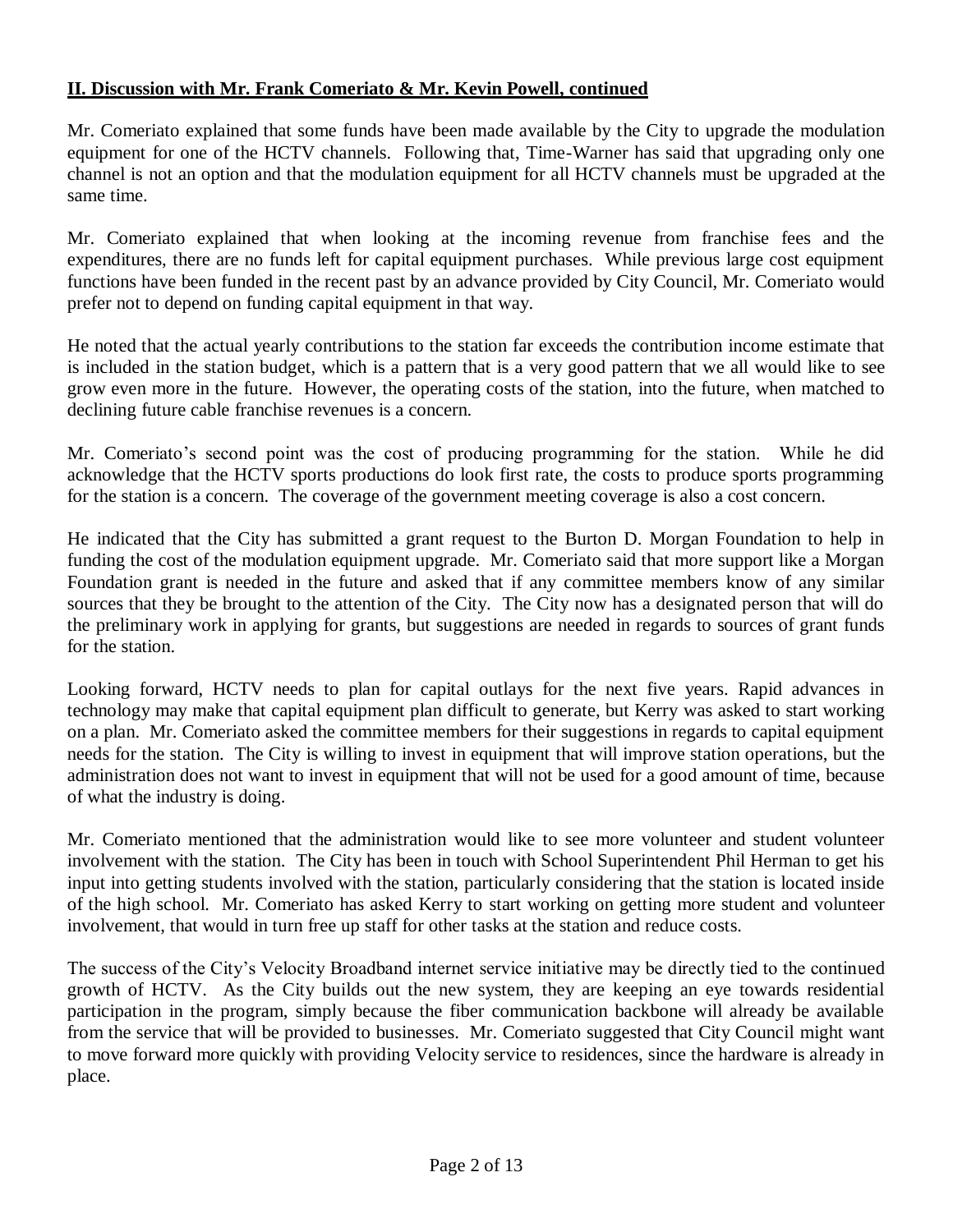**II. Discussion with Mr. Frank Comeriato & Mr. Kevin Powell, continued**

Mr. Comeriato explained that some funds have been made available by the City to upgrade the modulation equipment for one of the HCTV channels. Following that, Time-Warner has said that upgrading only one channel is not an option and that the modulation equipment for all HCTV channels must be upgraded at the same time.

Mr. Comeriato explained that when looking at the incoming revenue from franchise fees and the expenditures, there are no funds left for capital equipment purchases. While previous large cost equipment functions have been funded in the recent past by an advance provided by City Council, Mr. Comeriato would prefer not to depend on funding capital equipment in that way.

He noted that the actual yearly contributions to the station far exceeds the contribution income estimate that is included in the station budget, which is a pattern that is a very good pattern that we all would like to see grow even more in the future. However, the operating costs of the station, into the future, when matched to declining future cable franchise revenues is a concern.

Mr. Comeriato's second point was the cost of producing programming for the station. While he did acknowledge that the HCTV sports productions do look first rate, the costs to produce sports programming for the station is a concern. The coverage of the government meeting coverage is also a cost concern.

He indicated that the City has submitted a grant request to the Burton D. Morgan Foundation to help in funding the cost of the modulation equipment upgrade. Mr. Comeriato said that more support like a Morgan Foundation grant is needed in the future and asked that if any committee members know of any similar sources that they be brought to the attention of the City. The City now has a designated person that will do the preliminary work in applying for grants, but suggestions are needed in regards to sources of grant funds for the station.

Looking forward, HCTV needs to plan for capital outlays for the next five years. Rapid advances in technology may make that capital equipment plan difficult to generate, but Kerry was asked to start working on a plan. Mr. Comeriato asked the committee members for their suggestions in regards to capital equipment needs for the station. The City is willing to invest in equipment that will improve station operations, but the administration does not want to invest in equipment that will not be used for a good amount of time, because of what the industry is doing.

Mr. Comeriato mentioned that the administration would like to see more volunteer and student volunteer involvement with the station. The City has been in touch with School Superintendent Phil Herman to get his input into getting students involved with the station, particularly considering that the station is located inside of the high school. Mr. Comeriato has asked Kerry to start working on getting more student and volunteer involvement, that would in turn free up staff for other tasks at the station and reduce costs.

The success of the City's Velocity Broadband internet service initiative may be directly tied to the continued growth of HCTV. As the City builds out the new system, they are keeping an eye towards residential participation in the program, simply because the fiber communication backbone will already be available from the service that will be provided to businesses. Mr. Comeriato suggested that City Council might want to move forward more quickly with providing Velocity service to residences, since the hardware is already in place.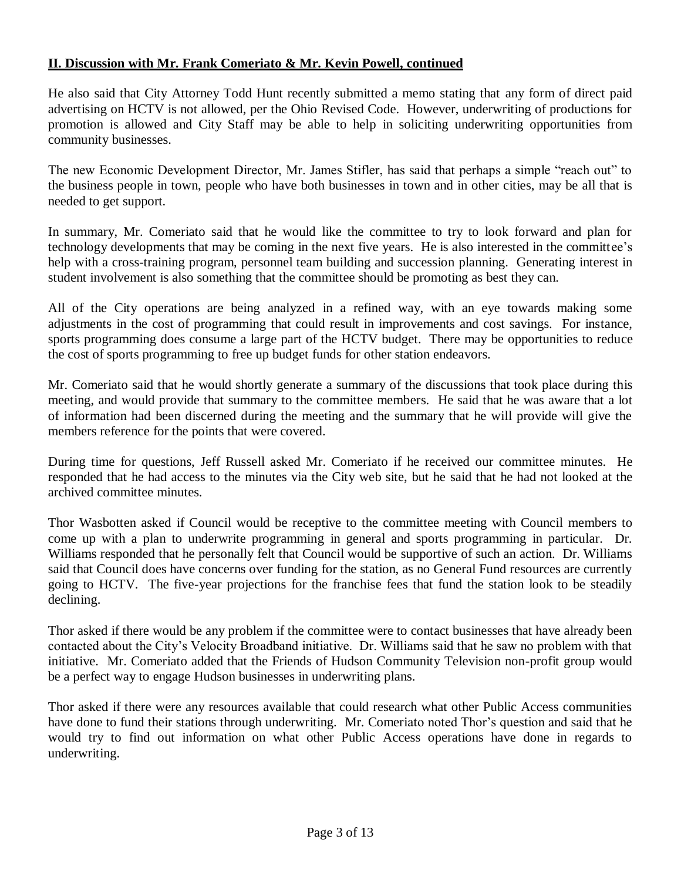**II. Discussion with Mr. Frank Comeriato & Mr. Kevin Powell, continued**

He also said that City Attorney Todd Hunt recently submitted a memo stating that any form of direct paid advertising on HCTV is not allowed, per the Ohio Revised Code. However, underwriting of productions for promotion is allowed and City Staff may be able to help in soliciting underwriting opportunities from community businesses.

The new Economic Development Director, Mr. James Stifler, has said that perhaps a simple "reach out" to the business people in town, people who have both businesses in town and in other cities, may be all that is needed to get support.

In summary, Mr. Comeriato said that he would like the committee to try to look forward and plan for technology developments that may be coming in the next five years. He is also interested in the committee's help with a cross-training program, personnel team building and succession planning. Generating interest in student involvement is also something that the committee should be promoting as best they can.

All of the City operations are being analyzed in a refined way, with an eye towards making some adjustments in the cost of programming that could result in improvements and cost savings. For instance, sports programming does consume a large part of the HCTV budget. There may be opportunities to reduce the cost of sports programming to free up budget funds for other station endeavors.

Mr. Comeriato said that he would shortly generate a summary of the discussions that took place during this meeting, and would provide that summary to the committee members. He said that he was aware that a lot of information had been discerned during the meeting and the summary that he will provide will give the members reference for the points that were covered.

During time for questions, Jeff Russell asked Mr. Comeriato if he received our committee minutes. He responded that he had access to the minutes via the City web site, but he said that he had not looked at the archived committee minutes.

Thor Wasbotten asked if Council would be receptive to the committee meeting with Council members to come up with a plan to underwrite programming in general and sports programming in particular. Dr. Williams responded that he personally felt that Council would be supportive of such an action. Dr. Williams said that Council does have concerns over funding for the station, as no General Fund resources are currently going to HCTV. The five-year projections for the franchise fees that fund the station look to be steadily declining.

Thor asked if there would be any problem if the committee were to contact businesses that have already been contacted about the City's Velocity Broadband initiative. Dr. Williams said that he saw no problem with that initiative. Mr. Comeriato added that the Friends of Hudson Community Television non-profit group would be a perfect way to engage Hudson businesses in underwriting plans.

Thor asked if there were any resources available that could research what other Public Access communities have done to fund their stations through underwriting. Mr. Comeriato noted Thor's question and said that he would try to find out information on what other Public Access operations have done in regards to underwriting.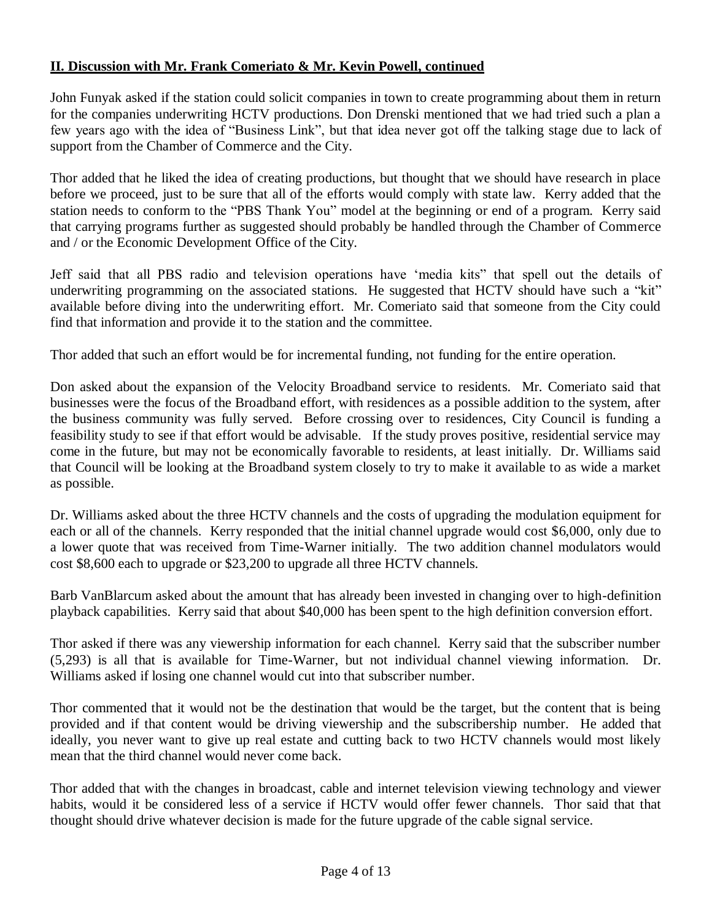**II. Discussion with Mr. Frank Comeriato & Mr. Kevin Powell, continued**

John Funyak asked if the station could solicit companies in town to create programming about them in return for the companies underwriting HCTV productions. Don Drenski mentioned that we had tried such a plan a few years ago with the idea of "Business Link", but that idea never got off the talking stage due to lack of support from the Chamber of Commerce and the City.

Thor added that he liked the idea of creating productions, but thought that we should have research in place before we proceed, just to be sure that all of the efforts would comply with state law. Kerry added that the station needs to conform to the "PBS Thank You" model at the beginning or end of a program. Kerry said that carrying programs further as suggested should probably be handled through the Chamber of Commerce and / or the Economic Development Office of the City.

Jeff said that all PBS radio and television operations have 'media kits" that spell out the details of underwriting programming on the associated stations. He suggested that HCTV should have such a "kit" available before diving into the underwriting effort. Mr. Comeriato said that someone from the City could find that information and provide it to the station and the committee.

Thor added that such an effort would be for incremental funding, not funding for the entire operation.

Don asked about the expansion of the Velocity Broadband service to residents. Mr. Comeriato said that businesses were the focus of the Broadband effort, with residences as a possible addition to the system, after the business community was fully served. Before crossing over to residences, City Council is funding a feasibility study to see if that effort would be advisable. If the study proves positive, residential service may come in the future, but may not be economically favorable to residents, at least initially. Dr. Williams said that Council will be looking at the Broadband system closely to try to make it available to as wide a market as possible.

Dr. Williams asked about the three HCTV channels and the costs of upgrading the modulation equipment for each or all of the channels. Kerry responded that the initial channel upgrade would cost $6,000, only due to a lower quote that was received from Time-Warner initially. The two addition channel modulators would cost $8,600 each to upgrade or $23,200 to upgrade all three HCTV channels.

Barb VanBlarcum asked about the amount that has already been invested in changing over to high-definition playback capabilities. Kerry said that about $40,000 has been spent to the high definition conversion effort.

Thor asked if there was any viewership information for each channel. Kerry said that the subscriber number (5,293) is all that is available for Time-Warner, but not individual channel viewing information. Dr. Williams asked if losing one channel would cut into that subscriber number.

Thor commented that it would not be the destination that would be the target, but the content that is being provided and if that content would be driving viewership and the subscribership number. He added that ideally, you never want to give up real estate and cutting back to two HCTV channels would most likely mean that the third channel would never come back.

Thor added that with the changes in broadcast, cable and internet television viewing technology and viewer habits, would it be considered less of a service if HCTV would offer fewer channels. Thor said that that thought should drive whatever decision is made for the future upgrade of the cable signal service.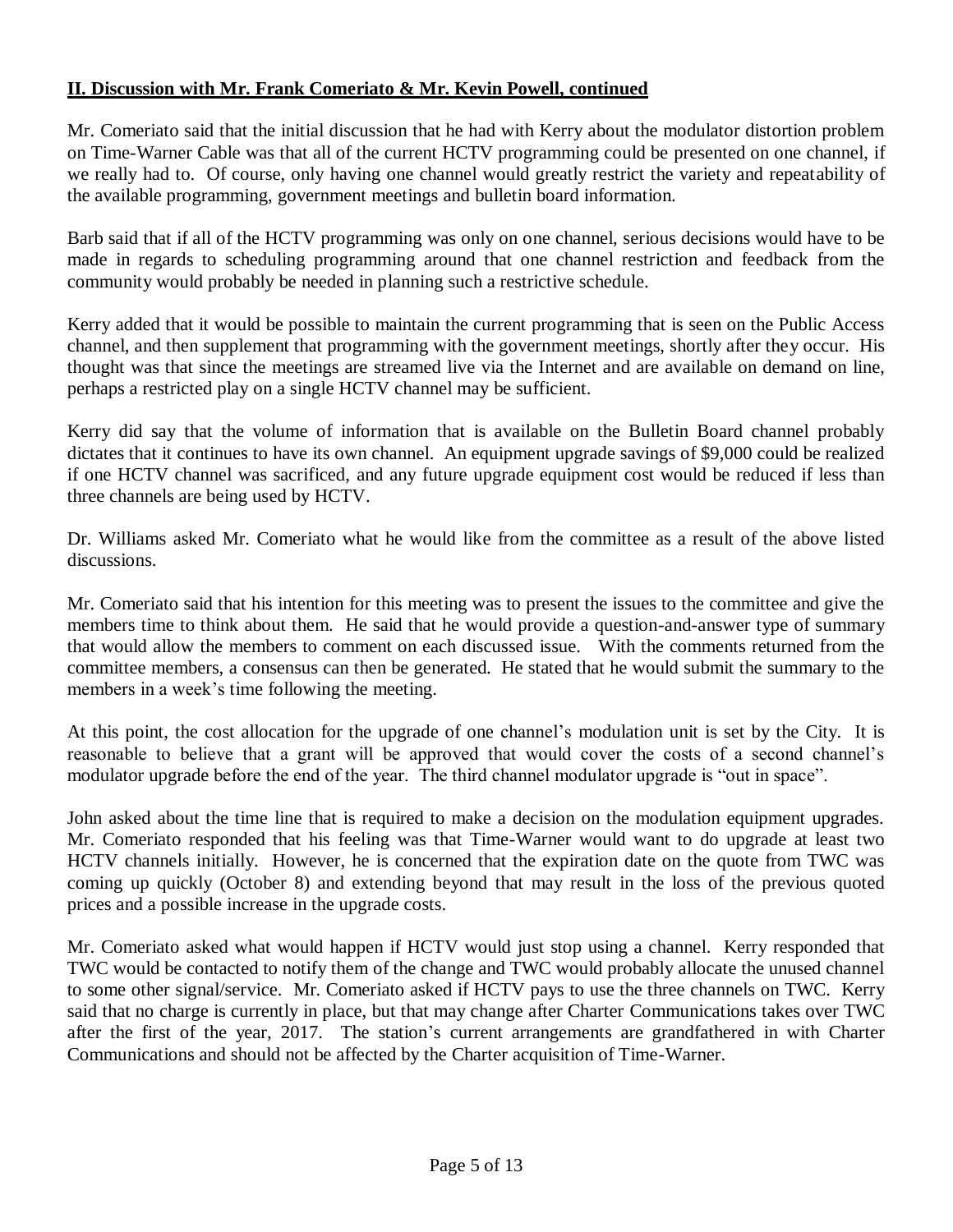**II. Discussion with Mr. Frank Comeriato & Mr. Kevin Powell, continued**

Mr. Comeriato said that the initial discussion that he had with Kerry about the modulator distortion problem on Time-Warner Cable was that all of the current HCTV programming could be presented on one channel, if we really had to. Of course, only having one channel would greatly restrict the variety and repeatability of the available programming, government meetings and bulletin board information.

Barb said that if all of the HCTV programming was only on one channel, serious decisions would have to be made in regards to scheduling programming around that one channel restriction and feedback from the community would probably be needed in planning such a restrictive schedule.

Kerry added that it would be possible to maintain the current programming that is seen on the Public Access channel, and then supplement that programming with the government meetings, shortly after they occur. His thought was that since the meetings are streamed live via the Internet and are available on demand on line, perhaps a restricted play on a single HCTV channel may be sufficient.

Kerry did say that the volume of information that is available on the Bulletin Board channel probably dictates that it continues to have its own channel. An equipment upgrade savings of $9,000 could be realized if one HCTV channel was sacrificed, and any future upgrade equipment cost would be reduced if less than three channels are being used by HCTV.

Dr. Williams asked Mr. Comeriato what he would like from the committee as a result of the above listed discussions.

Mr. Comeriato said that his intention for this meeting was to present the issues to the committee and give the members time to think about them. He said that he would provide a question-and-answer type of summary that would allow the members to comment on each discussed issue. With the comments returned from the committee members, a consensus can then be generated. He stated that he would submit the summary to the members in a week's time following the meeting.

At this point, the cost allocation for the upgrade of one channel's modulation unit is set by the City. It is reasonable to believe that a grant will be approved that would cover the costs of a second channel's modulator upgrade before the end of the year. The third channel modulator upgrade is "out in space".

John asked about the time line that is required to make a decision on the modulation equipment upgrades. Mr. Comeriato responded that his feeling was that Time-Warner would want to do upgrade at least two HCTV channels initially. However, he is concerned that the expiration date on the quote from TWC was coming up quickly (October 8) and extending beyond that may result in the loss of the previous quoted prices and a possible increase in the upgrade costs.

Mr. Comeriato asked what would happen if HCTV would just stop using a channel. Kerry responded that TWC would be contacted to notify them of the change and TWC would probably allocate the unused channel to some other signal/service. Mr. Comeriato asked if HCTV pays to use the three channels on TWC. Kerry said that no charge is currently in place, but that may change after Charter Communications takes over TWC after the first of the year, 2017. The station's current arrangements are grandfathered in with Charter Communications and should not be affected by the Charter acquisition of Time-Warner.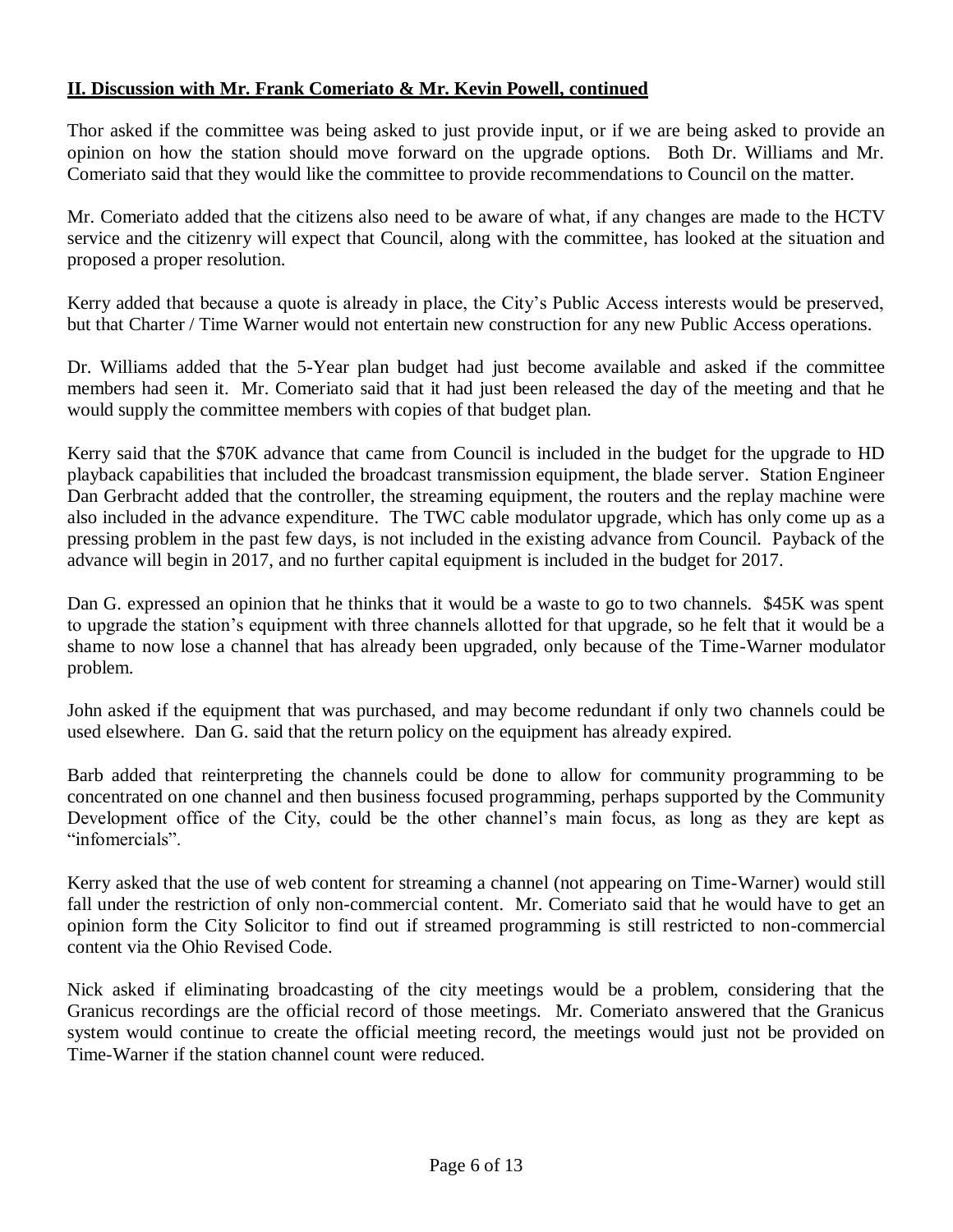## **II. Discussion with Mr. Frank Comeriato & Mr. Kevin Powell, continued**

Thor asked if the committee was being asked to just provide input, or if we are being asked to provide an opinion on how the station should move forward on the upgrade options. Both Dr. Williams and Mr. Comeriato said that they would like the committee to provide recommendations to Council on the matter.

Mr. Comeriato added that the citizens also need to be aware of what, if any changes are made to the HCTV service and the citizenry will expect that Council, along with the committee, has looked at the situation and proposed a proper resolution.

Kerry added that because a quote is already in place, the City's Public Access interests would be preserved, but that Charter / Time Warner would not entertain new construction for any new Public Access operations.

Dr. Williams added that the 5-Year plan budget had just become available and asked if the committee members had seen it. Mr. Comeriato said that it had just been released the day of the meeting and that he would supply the committee members with copies of that budget plan.

Kerry said that the $70K advance that came from Council is included in the budget for the upgrade to HD playback capabilities that included the broadcast transmission equipment, the blade server. Station Engineer Dan Gerbracht added that the controller, the streaming equipment, the routers and the replay machine were also included in the advance expenditure. The TWC cable modulator upgrade, which has only come up as a pressing problem in the past few days, is not included in the existing advance from Council. Payback of the advance will begin in 2017, and no further capital equipment is included in the budget for 2017.

Dan G. expressed an opinion that he thinks that it would be a waste to go to two channels. $45K was spent to upgrade the station's equipment with three channels allotted for that upgrade, so he felt that it would be a shame to now lose a channel that has already been upgraded, only because of the Time-Warner modulator problem.

John asked if the equipment that was purchased, and may become redundant if only two channels could be used elsewhere. Dan G. said that the return policy on the equipment has already expired.

Barb added that reinterpreting the channels could be done to allow for community programming to be concentrated on one channel and then business focused programming, perhaps supported by the Community Development office of the City, could be the other channel's main focus, as long as they are kept as "infomercials".

Kerry asked that the use of web content for streaming a channel (not appearing on Time-Warner) would still fall under the restriction of only non-commercial content. Mr. Comeriato said that he would have to get an opinion form the City Solicitor to find out if streamed programming is still restricted to non-commercial content via the Ohio Revised Code.

Nick asked if eliminating broadcasting of the city meetings would be a problem, considering that the Granicus recordings are the official record of those meetings. Mr. Comeriato answered that the Granicus system would continue to create the official meeting record, the meetings would just not be provided on Time-Warner if the station channel count were reduced.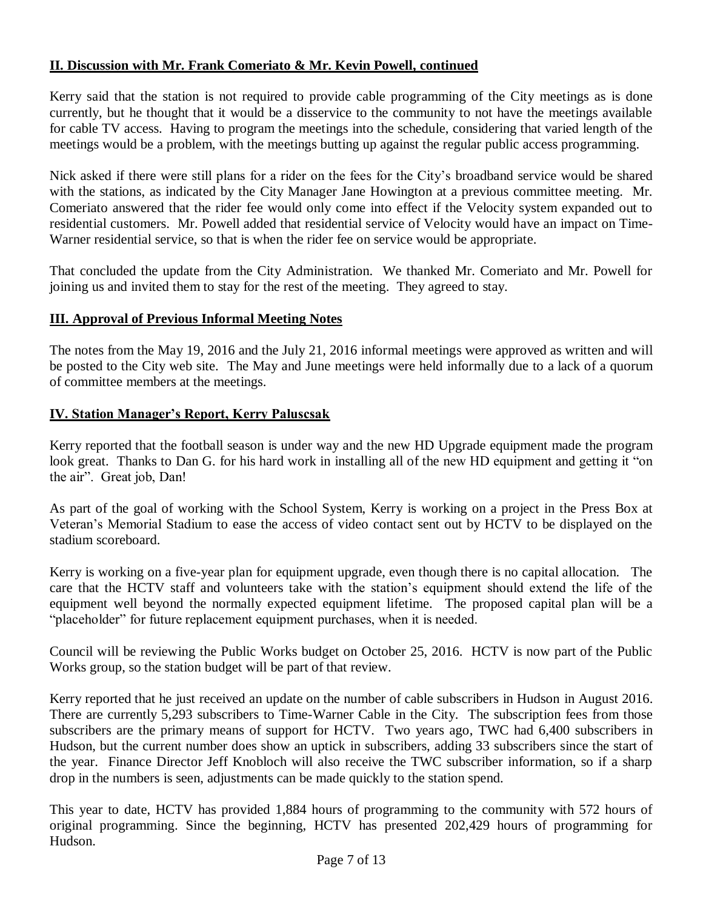## II. Discussion with Mr. Frank Comeriato & Mr. Kevin Powell, continued

Kerry said that the station is not required to provide cable programming of the City meetings as is done currently, but he thought that it would be a disservice to the community to not have the meetings available for cable TV access. Having to program the meetings into the schedule, considering that varied length of the meetings would be a problem, with the meetings butting up against the regular public access programming.

Nick asked if there were still plans for a rider on the fees for the City's broadband service would be shared with the stations, as indicated by the City Manager Jane Howington at a previous committee meeting. Mr. Comeriato answered that the rider fee would only come into effect if the Velocity system expanded out to residential customers. Mr. Powell added that residential service of Velocity would have an impact on Time-Warner residential service, so that is when the rider fee on service would be appropriate.

That concluded the update from the City Administration. We thanked Mr. Comeriato and Mr. Powell for joining us and invited them to stay for the rest of the meeting. They agreed to stay.

## III. Approval of Previous Informal Meeting Notes

The notes from the May 19, 2016 and the July 21, 2016 informal meetings were approved as written and will be posted to the City web site. The May and June meetings were held informally due to a lack of a quorum of committee members at the meetings.

## IV. Station Manager's Report, Kerry Paluscsak

Kerry reported that the football season is under way and the new HD Upgrade equipment made the program look great. Thanks to Dan G. for his hard work in installing all of the new HD equipment and getting it "on the air". Great job, Dan!

As part of the goal of working with the School System, Kerry is working on a project in the Press Box at Veteran's Memorial Stadium to ease the access of video contact sent out by HCTV to be displayed on the stadium scoreboard.

Kerry is working on a five-year plan for equipment upgrade, even though there is no capital allocation. The care that the HCTV staff and volunteers take with the station's equipment should extend the life of the equipment well beyond the normally expected equipment lifetime. The proposed capital plan will be a "placeholder" for future replacement equipment purchases, when it is needed.

Council will be reviewing the Public Works budget on October 25, 2016. HCTV is now part of the Public Works group, so the station budget will be part of that review.

Kerry reported that he just received an update on the number of cable subscribers in Hudson in August 2016. There are currently 5,293 subscribers to Time-Warner Cable in the City. The subscription fees from those subscribers are the primary means of support for HCTV. Two years ago, TWC had 6,400 subscribers in Hudson, but the current number does show an uptick in subscribers, adding 33 subscribers since the start of the year. Finance Director Jeff Knobloch will also receive the TWC subscriber information, so if a sharp drop in the numbers is seen, adjustments can be made quickly to the station spend.

This year to date, HCTV has provided 1,884 hours of programming to the community with 572 hours of original programming. Since the beginning, HCTV has presented 202,429 hours of programming for Hudson.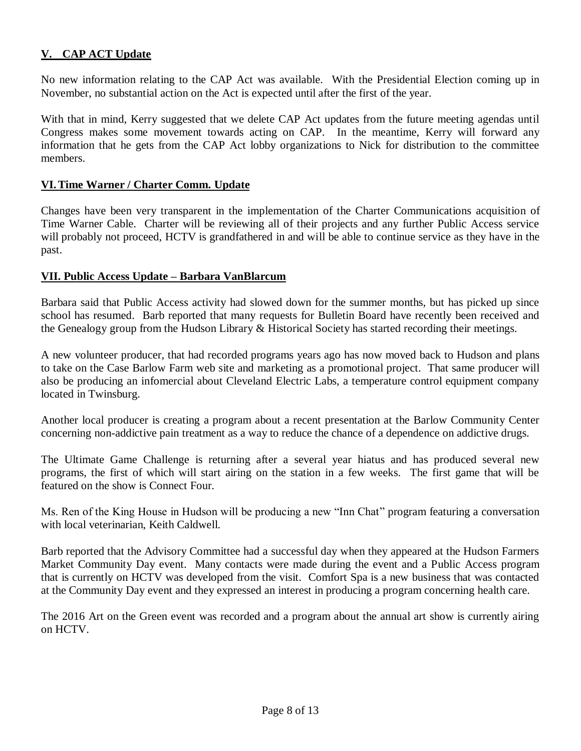## V. CAP ACT Update

No new information relating to the CAP Act was available. With the Presidential Election coming up in November, no substantial action on the Act is expected until after the first of the year.

With that in mind, Kerry suggested that we delete CAP Act updates from the future meeting agendas until Congress makes some movement towards acting on CAP. In the meantime, Kerry will forward any information that he gets from the CAP Act lobby organizations to Nick for distribution to the committee members.

## VI. Time Warner / Charter Comm. Update

Changes have been very transparent in the implementation of the Charter Communications acquisition of Time Warner Cable. Charter will be reviewing all of their projects and any further Public Access service will probably not proceed, HCTV is grandfathered in and will be able to continue service as they have in the past.

## VII. Public Access Update – Barbara VanBlarcum

Barbara said that Public Access activity had slowed down for the summer months, but has picked up since school has resumed. Barb reported that many requests for Bulletin Board have recently been received and the Genealogy group from the Hudson Library & Historical Society has started recording their meetings.

A new volunteer producer, that had recorded programs years ago has now moved back to Hudson and plans to take on the Case Barlow Farm web site and marketing as a promotional project. That same producer will also be producing an infomercial about Cleveland Electric Labs, a temperature control equipment company located in Twinsburg.

Another local producer is creating a program about a recent presentation at the Barlow Community Center concerning non-addictive pain treatment as a way to reduce the chance of a dependence on addictive drugs.

The Ultimate Game Challenge is returning after a several year hiatus and has produced several new programs, the first of which will start airing on the station in a few weeks. The first game that will be featured on the show is Connect Four.

Ms. Ren of the King House in Hudson will be producing a new "Inn Chat" program featuring a conversation with local veterinarian, Keith Caldwell.

Barb reported that the Advisory Committee had a successful day when they appeared at the Hudson Farmers Market Community Day event. Many contacts were made during the event and a Public Access program that is currently on HCTV was developed from the visit. Comfort Spa is a new business that was contacted at the Community Day event and they expressed an interest in producing a program concerning health care.

The 2016 Art on the Green event was recorded and a program about the annual art show is currently airing on HCTV.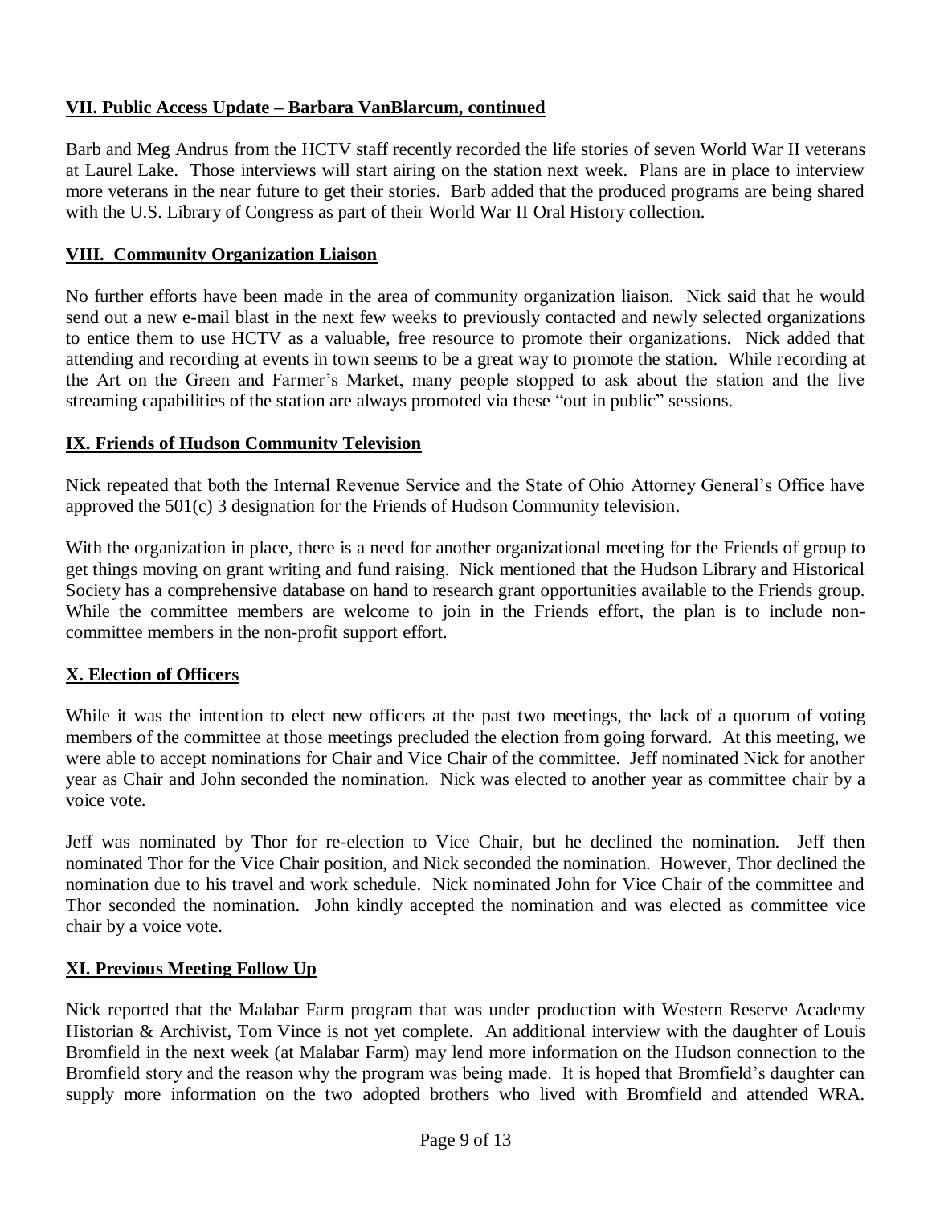## VII. Public Access Update – Barbara VanBlarcum, continued

Barb and Meg Andrus from the HCTV staff recently recorded the life stories of seven World War II veterans at Laurel Lake. Those interviews will start airing on the station next week. Plans are in place to interview more veterans in the near future to get their stories. Barb added that the produced programs are being shared with the U.S. Library of Congress as part of their World War II Oral History collection.

## VIII. Community Organization Liaison

No further efforts have been made in the area of community organization liaison. Nick said that he would send out a new e-mail blast in the next few weeks to previously contacted and newly selected organizations to entice them to use HCTV as a valuable, free resource to promote their organizations. Nick added that attending and recording at events in town seems to be a great way to promote the station. While recording at the Art on the Green and Farmer's Market, many people stopped to ask about the station and the live streaming capabilities of the station are always promoted via these "out in public" sessions.

## IX. Friends of Hudson Community Television

Nick repeated that both the Internal Revenue Service and the State of Ohio Attorney General's Office have approved the 501(c) 3 designation for the Friends of Hudson Community television.

With the organization in place, there is a need for another organizational meeting for the Friends of group to get things moving on grant writing and fund raising. Nick mentioned that the Hudson Library and Historical Society has a comprehensive database on hand to research grant opportunities available to the Friends group. While the committee members are welcome to join in the Friends effort, the plan is to include non-committee members in the non-profit support effort.

## X. Election of Officers

While it was the intention to elect new officers at the past two meetings, the lack of a quorum of voting members of the committee at those meetings precluded the election from going forward. At this meeting, we were able to accept nominations for Chair and Vice Chair of the committee. Jeff nominated Nick for another year as Chair and John seconded the nomination. Nick was elected to another year as committee chair by a voice vote.

Jeff was nominated by Thor for re-election to Vice Chair, but he declined the nomination. Jeff then nominated Thor for the Vice Chair position, and Nick seconded the nomination. However, Thor declined the nomination due to his travel and work schedule. Nick nominated John for Vice Chair of the committee and Thor seconded the nomination. John kindly accepted the nomination and was elected as committee vice chair by a voice vote.

## XI. Previous Meeting Follow Up

Nick reported that the Malabar Farm program that was under production with Western Reserve Academy Historian & Archivist, Tom Vince is not yet complete. An additional interview with the daughter of Louis Bromfield in the next week (at Malabar Farm) may lend more information on the Hudson connection to the Bromfield story and the reason why the program was being made. It is hoped that Bromfield's daughter can supply more information on the two adopted brothers who lived with Bromfield and attended WRA.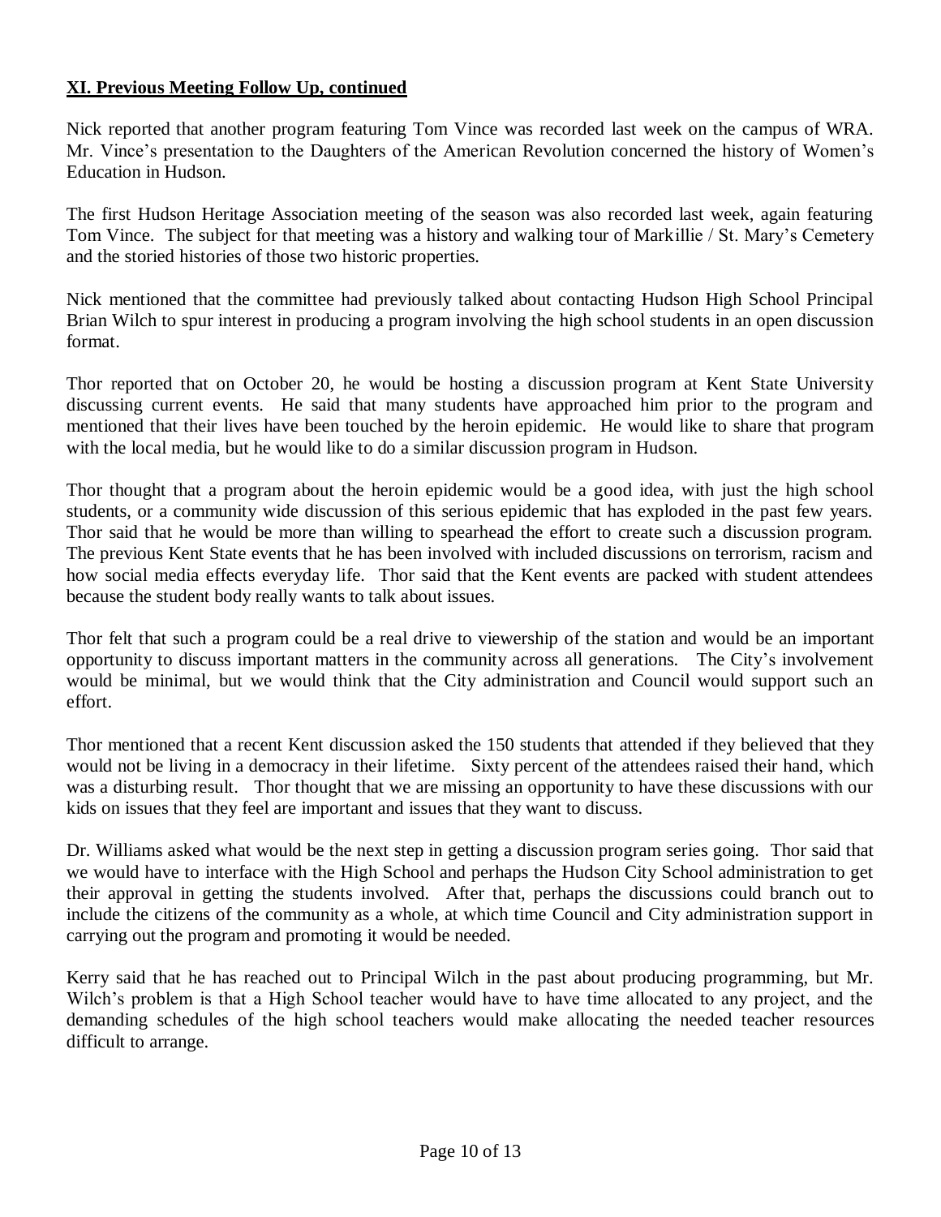## XI. Previous Meeting Follow Up, continued

Nick reported that another program featuring Tom Vince was recorded last week on the campus of WRA. Mr. Vince's presentation to the Daughters of the American Revolution concerned the history of Women's Education in Hudson.

The first Hudson Heritage Association meeting of the season was also recorded last week, again featuring Tom Vince. The subject for that meeting was a history and walking tour of Markillie / St. Mary's Cemetery and the storied histories of those two historic properties.

Nick mentioned that the committee had previously talked about contacting Hudson High School Principal Brian Wilch to spur interest in producing a program involving the high school students in an open discussion format.

Thor reported that on October 20, he would be hosting a discussion program at Kent State University discussing current events. He said that many students have approached him prior to the program and mentioned that their lives have been touched by the heroin epidemic. He would like to share that program with the local media, but he would like to do a similar discussion program in Hudson.

Thor thought that a program about the heroin epidemic would be a good idea, with just the high school students, or a community wide discussion of this serious epidemic that has exploded in the past few years. Thor said that he would be more than willing to spearhead the effort to create such a discussion program. The previous Kent State events that he has been involved with included discussions on terrorism, racism and how social media effects everyday life. Thor said that the Kent events are packed with student attendees because the student body really wants to talk about issues.

Thor felt that such a program could be a real drive to viewership of the station and would be an important opportunity to discuss important matters in the community across all generations. The City's involvement would be minimal, but we would think that the City administration and Council would support such an effort.

Thor mentioned that a recent Kent discussion asked the 150 students that attended if they believed that they would not be living in a democracy in their lifetime. Sixty percent of the attendees raised their hand, which was a disturbing result. Thor thought that we are missing an opportunity to have these discussions with our kids on issues that they feel are important and issues that they want to discuss.

Dr. Williams asked what would be the next step in getting a discussion program series going. Thor said that we would have to interface with the High School and perhaps the Hudson City School administration to get their approval in getting the students involved. After that, perhaps the discussions could branch out to include the citizens of the community as a whole, at which time Council and City administration support in carrying out the program and promoting it would be needed.

Kerry said that he has reached out to Principal Wilch in the past about producing programming, but Mr. Wilch's problem is that a High School teacher would have to have time allocated to any project, and the demanding schedules of the high school teachers would make allocating the needed teacher resources difficult to arrange.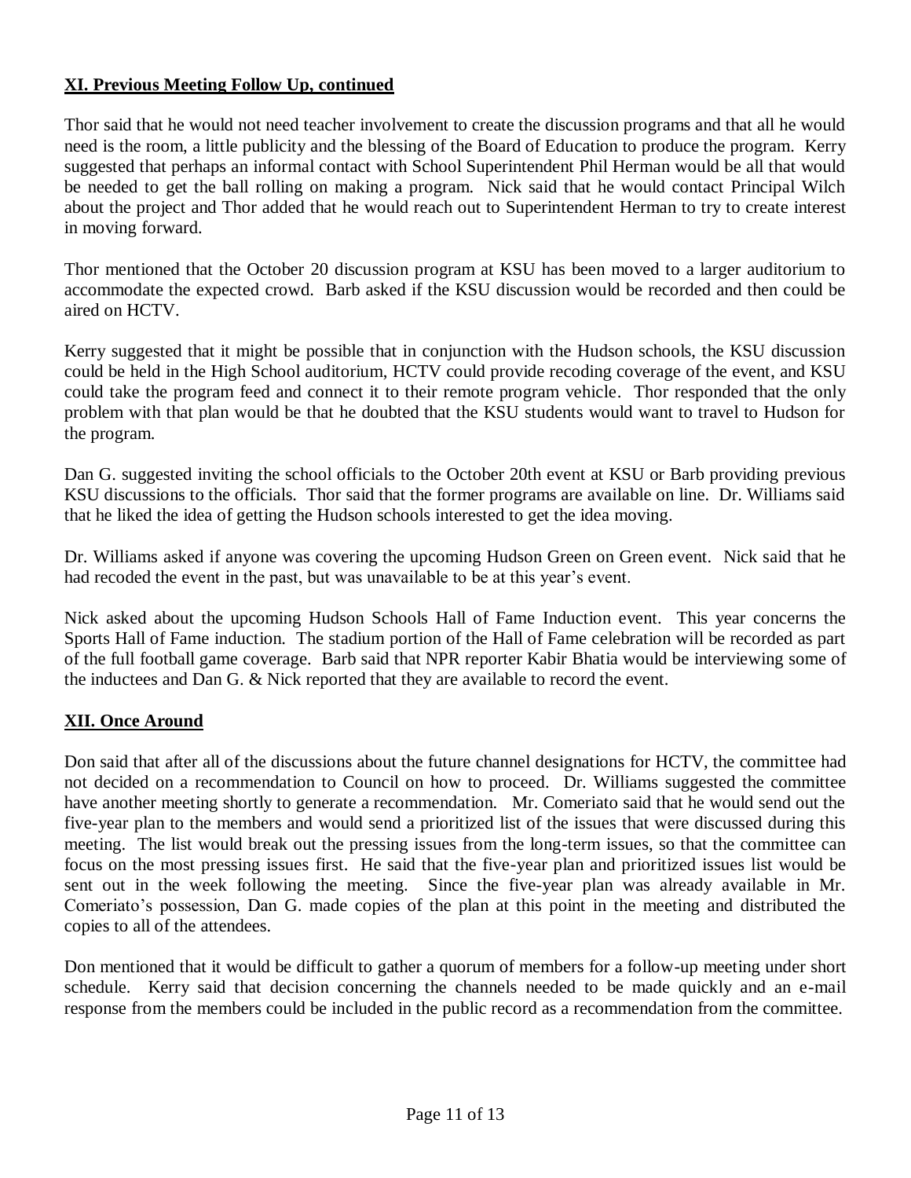## **XI. Previous Meeting Follow Up, continued**

Thor said that he would not need teacher involvement to create the discussion programs and that all he would need is the room, a little publicity and the blessing of the Board of Education to produce the program. Kerry suggested that perhaps an informal contact with School Superintendent Phil Herman would be all that would be needed to get the ball rolling on making a program. Nick said that he would contact Principal Wilch about the project and Thor added that he would reach out to Superintendent Herman to try to create interest in moving forward.

Thor mentioned that the October 20 discussion program at KSU has been moved to a larger auditorium to accommodate the expected crowd. Barb asked if the KSU discussion would be recorded and then could be aired on HCTV.

Kerry suggested that it might be possible that in conjunction with the Hudson schools, the KSU discussion could be held in the High School auditorium, HCTV could provide recoding coverage of the event, and KSU could take the program feed and connect it to their remote program vehicle. Thor responded that the only problem with that plan would be that he doubted that the KSU students would want to travel to Hudson for the program.

Dan G. suggested inviting the school officials to the October 20th event at KSU or Barb providing previous KSU discussions to the officials. Thor said that the former programs are available on line. Dr. Williams said that he liked the idea of getting the Hudson schools interested to get the idea moving.

Dr. Williams asked if anyone was covering the upcoming Hudson Green on Green event. Nick said that he had recoded the event in the past, but was unavailable to be at this year's event.

Nick asked about the upcoming Hudson Schools Hall of Fame Induction event. This year concerns the Sports Hall of Fame induction. The stadium portion of the Hall of Fame celebration will be recorded as part of the full football game coverage. Barb said that NPR reporter Kabir Bhatia would be interviewing some of the inductees and Dan G. & Nick reported that they are available to record the event.

## **XII. Once Around**

Don said that after all of the discussions about the future channel designations for HCTV, the committee had not decided on a recommendation to Council on how to proceed. Dr. Williams suggested the committee have another meeting shortly to generate a recommendation. Mr. Comeriato said that he would send out the five-year plan to the members and would send a prioritized list of the issues that were discussed during this meeting. The list would break out the pressing issues from the long-term issues, so that the committee can focus on the most pressing issues first. He said that the five-year plan and prioritized issues list would be sent out in the week following the meeting. Since the five-year plan was already available in Mr. Comeriato's possession, Dan G. made copies of the plan at this point in the meeting and distributed the copies to all of the attendees.

Don mentioned that it would be difficult to gather a quorum of members for a follow-up meeting under short schedule. Kerry said that decision concerning the channels needed to be made quickly and an e-mail response from the members could be included in the public record as a recommendation from the committee.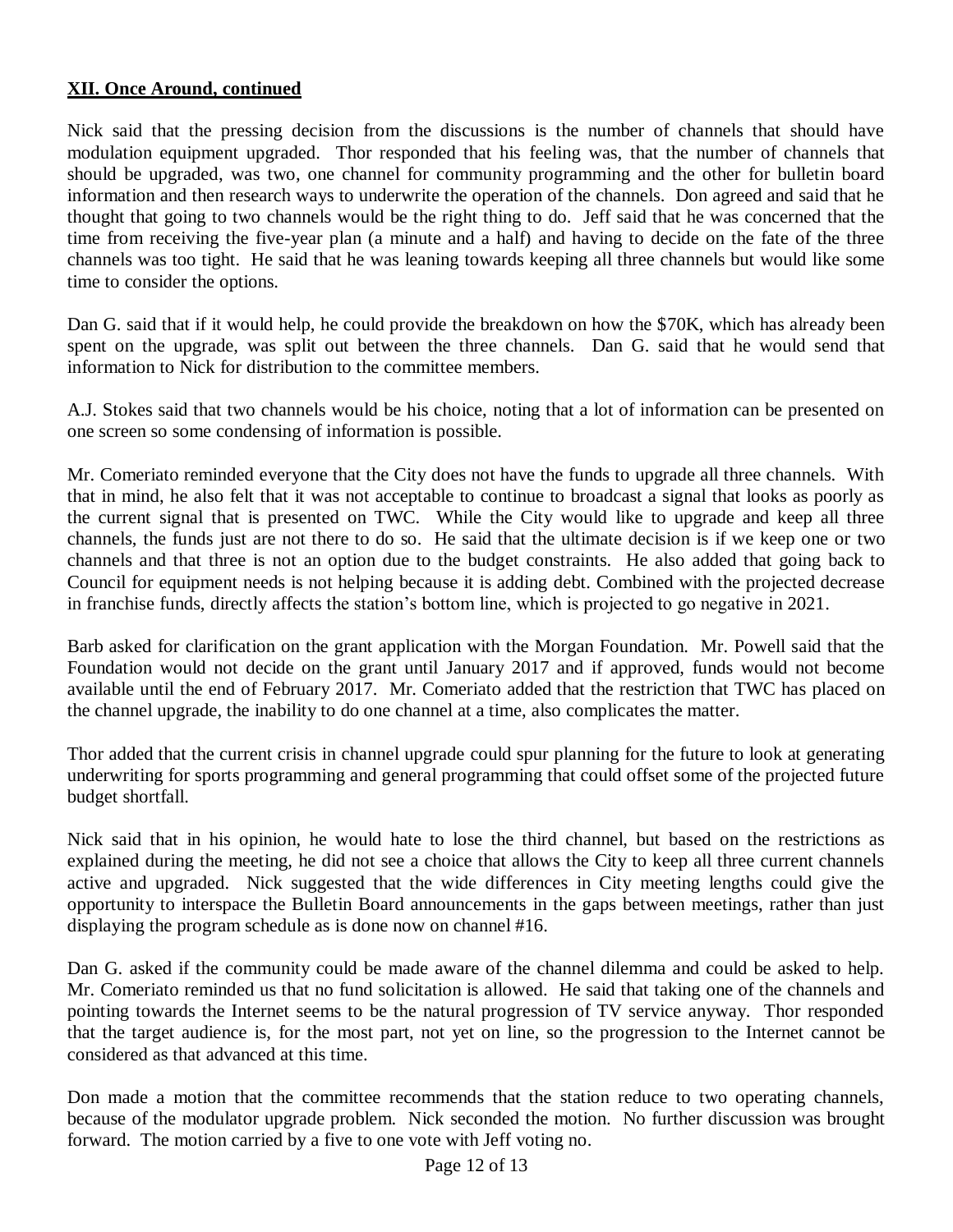**XII. Once Around, continued**

Nick said that the pressing decision from the discussions is the number of channels that should have modulation equipment upgraded. Thor responded that his feeling was, that the number of channels that should be upgraded, was two, one channel for community programming and the other for bulletin board information and then research ways to underwrite the operation of the channels. Don agreed and said that he thought that going to two channels would be the right thing to do. Jeff said that he was concerned that the time from receiving the five-year plan (a minute and a half) and having to decide on the fate of the three channels was too tight. He said that he was leaning towards keeping all three channels but would like some time to consider the options.

Dan G. said that if it would help, he could provide the breakdown on how the $70K, which has already been spent on the upgrade, was split out between the three channels. Dan G. said that he would send that information to Nick for distribution to the committee members.

A.J. Stokes said that two channels would be his choice, noting that a lot of information can be presented on one screen so some condensing of information is possible.

Mr. Comeriato reminded everyone that the City does not have the funds to upgrade all three channels. With that in mind, he also felt that it was not acceptable to continue to broadcast a signal that looks as poorly as the current signal that is presented on TWC. While the City would like to upgrade and keep all three channels, the funds just are not there to do so. He said that the ultimate decision is if we keep one or two channels and that three is not an option due to the budget constraints. He also added that going back to Council for equipment needs is not helping because it is adding debt. Combined with the projected decrease in franchise funds, directly affects the station's bottom line, which is projected to go negative in 2021.

Barb asked for clarification on the grant application with the Morgan Foundation. Mr. Powell said that the Foundation would not decide on the grant until January 2017 and if approved, funds would not become available until the end of February 2017. Mr. Comeriato added that the restriction that TWC has placed on the channel upgrade, the inability to do one channel at a time, also complicates the matter.

Thor added that the current crisis in channel upgrade could spur planning for the future to look at generating underwriting for sports programming and general programming that could offset some of the projected future budget shortfall.

Nick said that in his opinion, he would hate to lose the third channel, but based on the restrictions as explained during the meeting, he did not see a choice that allows the City to keep all three current channels active and upgraded. Nick suggested that the wide differences in City meeting lengths could give the opportunity to interspace the Bulletin Board announcements in the gaps between meetings, rather than just displaying the program schedule as is done now on channel #16.

Dan G. asked if the community could be made aware of the channel dilemma and could be asked to help. Mr. Comeriato reminded us that no fund solicitation is allowed. He said that taking one of the channels and pointing towards the Internet seems to be the natural progression of TV service anyway. Thor responded that the target audience is, for the most part, not yet on line, so the progression to the Internet cannot be considered as that advanced at this time.

Don made a motion that the committee recommends that the station reduce to two operating channels, because of the modulator upgrade problem. Nick seconded the motion. No further discussion was brought forward. The motion carried by a five to one vote with Jeff voting no.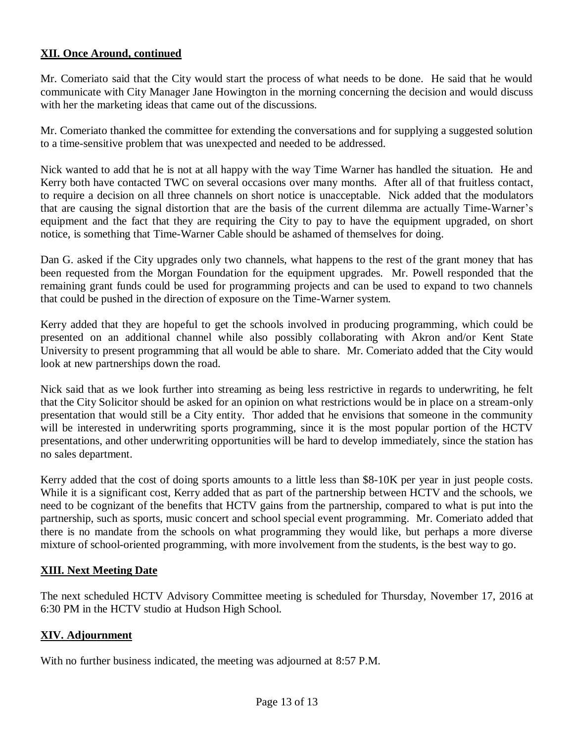## XII. Once Around, continued

Mr. Comeriato said that the City would start the process of what needs to be done. He said that he would communicate with City Manager Jane Howington in the morning concerning the decision and would discuss with her the marketing ideas that came out of the discussions.

Mr. Comeriato thanked the committee for extending the conversations and for supplying a suggested solution to a time-sensitive problem that was unexpected and needed to be addressed.

Nick wanted to add that he is not at all happy with the way Time Warner has handled the situation. He and Kerry both have contacted TWC on several occasions over many months. After all of that fruitless contact, to require a decision on all three channels on short notice is unacceptable. Nick added that the modulators that are causing the signal distortion that are the basis of the current dilemma are actually Time-Warner's equipment and the fact that they are requiring the City to pay to have the equipment upgraded, on short notice, is something that Time-Warner Cable should be ashamed of themselves for doing.

Dan G. asked if the City upgrades only two channels, what happens to the rest of the grant money that has been requested from the Morgan Foundation for the equipment upgrades. Mr. Powell responded that the remaining grant funds could be used for programming projects and can be used to expand to two channels that could be pushed in the direction of exposure on the Time-Warner system.

Kerry added that they are hopeful to get the schools involved in producing programming, which could be presented on an additional channel while also possibly collaborating with Akron and/or Kent State University to present programming that all would be able to share. Mr. Comeriato added that the City would look at new partnerships down the road.

Nick said that as we look further into streaming as being less restrictive in regards to underwriting, he felt that the City Solicitor should be asked for an opinion on what restrictions would be in place on a stream-only presentation that would still be a City entity. Thor added that he envisions that someone in the community will be interested in underwriting sports programming, since it is the most popular portion of the HCTV presentations, and other underwriting opportunities will be hard to develop immediately, since the station has no sales department.

Kerry added that the cost of doing sports amounts to a little less than $8-10K per year in just people costs. While it is a significant cost, Kerry added that as part of the partnership between HCTV and the schools, we need to be cognizant of the benefits that HCTV gains from the partnership, compared to what is put into the partnership, such as sports, music concert and school special event programming. Mr. Comeriato added that there is no mandate from the schools on what programming they would like, but perhaps a more diverse mixture of school-oriented programming, with more involvement from the students, is the best way to go.

## XIII. Next Meeting Date

The next scheduled HCTV Advisory Committee meeting is scheduled for Thursday, November 17, 2016 at 6:30 PM in the HCTV studio at Hudson High School.

## XIV. Adjournment

With no further business indicated, the meeting was adjourned at 8:57 P.M.